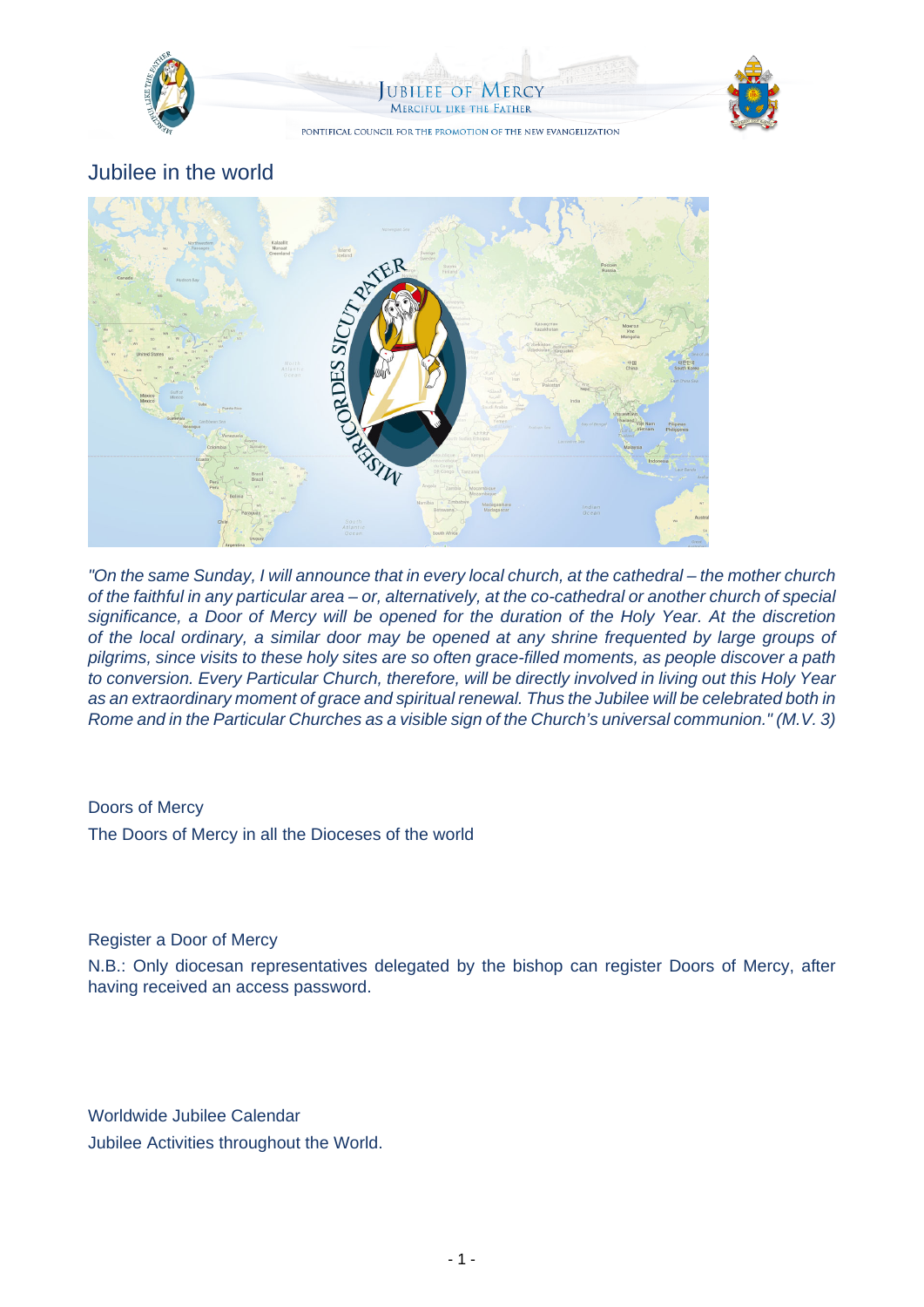# Jubilee in the world

*"On the same Sunday, I will announce that in every local church, at the cathedral – the mother church of the faithful in any particular area – or, alternatively, at the co-cathedral or another church of special significance, a Door of Mercy will be opened for the duration of the Holy Year. At the discretion of the local ordinary, a similar door may be opened at any shrine frequented by large groups of pilgrims, since visits to these holy sites are so often grace-filled moments, as people discover a path to conversion. Every Particular Church, therefore, will be directly involved in living out this Holy Year as an extraordinary moment of grace and spiritual renewal. Thus the Jubilee will be celebrated both in Rome and in the Particular Churches as a visible sign of the Church's universal communion." (M.V. 3)*

Doors of Mercy

The Doors of Mercy in all the Dioceses of the world

Register a Door of Mercy

N.B.: Only diocesan representatives delegated by the bishop can register Doors of Mercy, after having received an access password.

Worldwide Jubilee Calendar

Jubilee Activities throughout the World.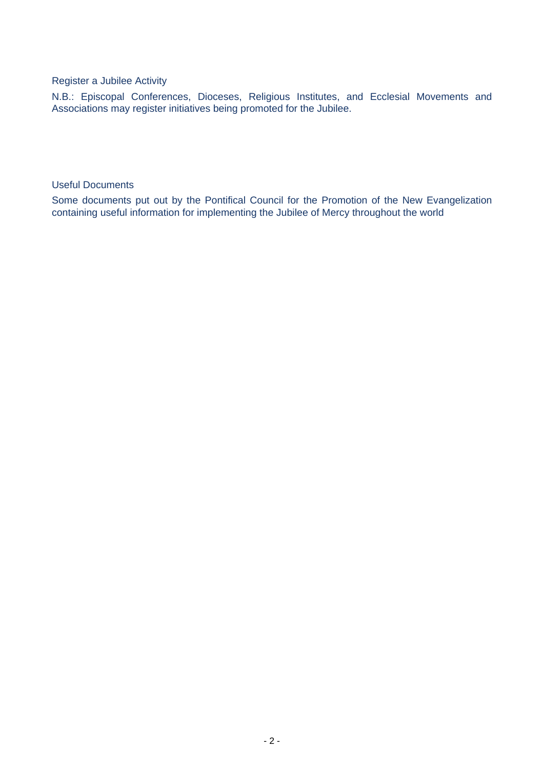Register a Jubilee Activity

N.B.: Episcopal Conferences, Dioceses, Religious Institutes, and Ecclesial Movements and Associations may register initiatives being promoted for the Jubilee.

Useful Documents

Some documents put out by the Pontifical Council for the Promotion of the New Evangelization containing useful information for implementing the Jubilee of Mercy throughout the world